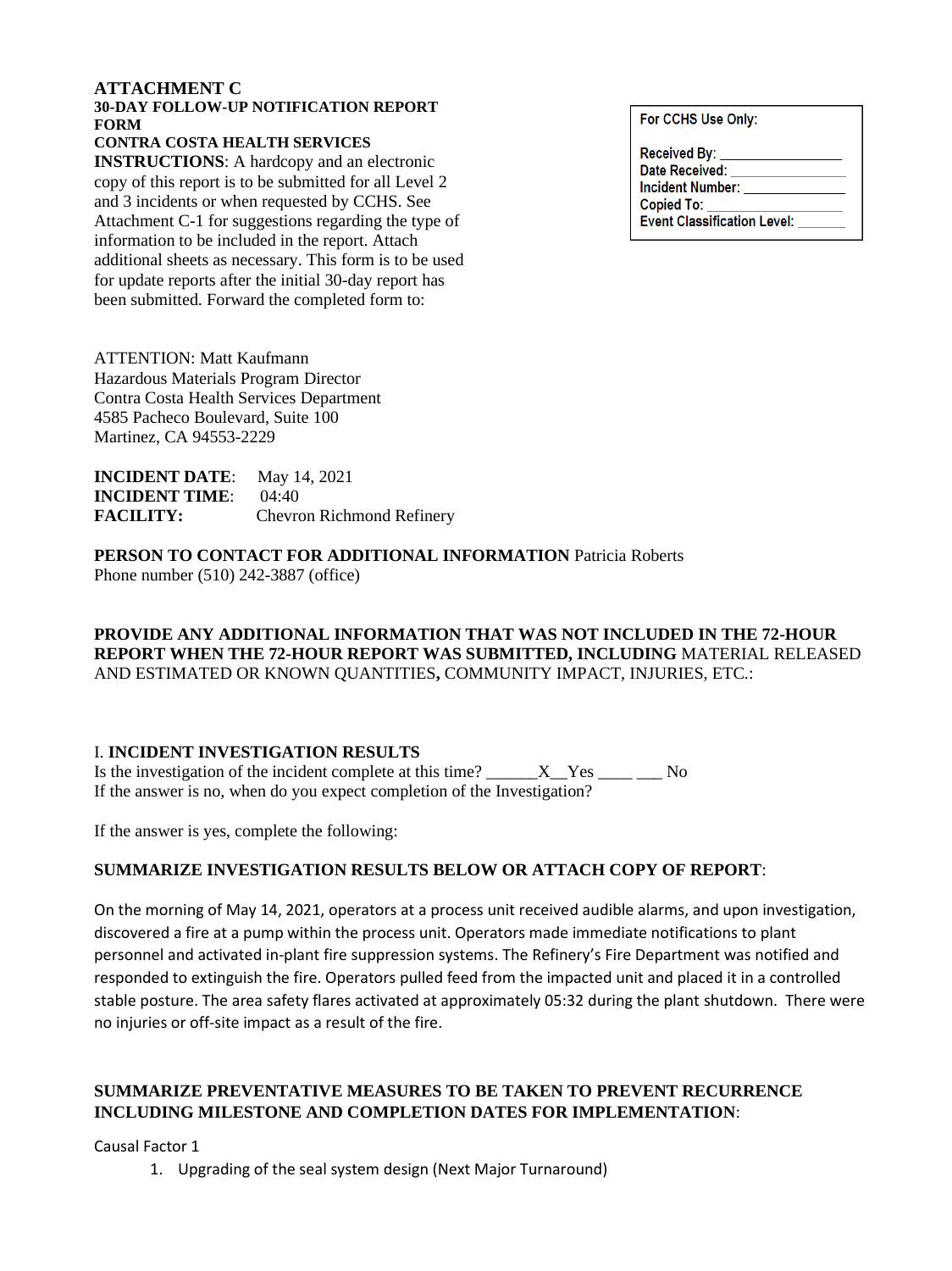**ATTACHMENT C**
**30-DAY FOLLOW-UP NOTIFICATION REPORT FORM**
**CONTRA COSTA HEALTH SERVICES**

**INSTRUCTIONS**: A hardcopy and an electronic copy of this report is to be submitted for all Level 2 and 3 incidents or when requested by CCHS. See Attachment C-1 for suggestions regarding the type of information to be included in the report. Attach additional sheets as necessary. This form is to be used for update reports after the initial 30-day report has been submitted. Forward the completed form to:

| For CCHS Use Only: |
|---|
| Received By: _______________ |
| Date Received: _______________ |
| Incident Number: _______________ |
| Copied To: _______________ |
| Event Classification Level: ______ |

ATTENTION: Matt Kaufmann
Hazardous Materials Program Director
Contra Costa Health Services Department
4585 Pacheco Boulevard, Suite 100
Martinez, CA 94553-2229

**INCIDENT DATE**: May 14, 2021
**INCIDENT TIME**: 04:40
**FACILITY:** Chevron Richmond Refinery

**PERSON TO CONTACT FOR ADDITIONAL INFORMATION** Patricia Roberts
Phone number (510) 242-3887 (office)

**PROVIDE ANY ADDITIONAL INFORMATION THAT WAS NOT INCLUDED IN THE 72-HOUR REPORT WHEN THE 72-HOUR REPORT WAS SUBMITTED, INCLUDING** MATERIAL RELEASED AND ESTIMATED OR KNOWN QUANTITIES**,** COMMUNITY IMPACT, INJURIES, ETC.:

I. **INCIDENT INVESTIGATION RESULTS**

Is the investigation of the incident complete at this time? ______X__Yes ____ ___ No
If the answer is no, when do you expect completion of the Investigation?

If the answer is yes, complete the following:

**SUMMARIZE INVESTIGATION RESULTS BELOW OR ATTACH COPY OF REPORT**:

On the morning of May 14, 2021, operators at a process unit received audible alarms, and upon investigation, discovered a fire at a pump within the process unit. Operators made immediate notifications to plant personnel and activated in-plant fire suppression systems. The Refinery's Fire Department was notified and responded to extinguish the fire. Operators pulled feed from the impacted unit and placed it in a controlled stable posture. The area safety flares activated at approximately 05:32 during the plant shutdown. There were no injuries or off-site impact as a result of the fire.

**SUMMARIZE PREVENTATIVE MEASURES TO BE TAKEN TO PREVENT RECURRENCE INCLUDING MILESTONE AND COMPLETION DATES FOR IMPLEMENTATION**:

Causal Factor 1

1. Upgrading of the seal system design (Next Major Turnaround)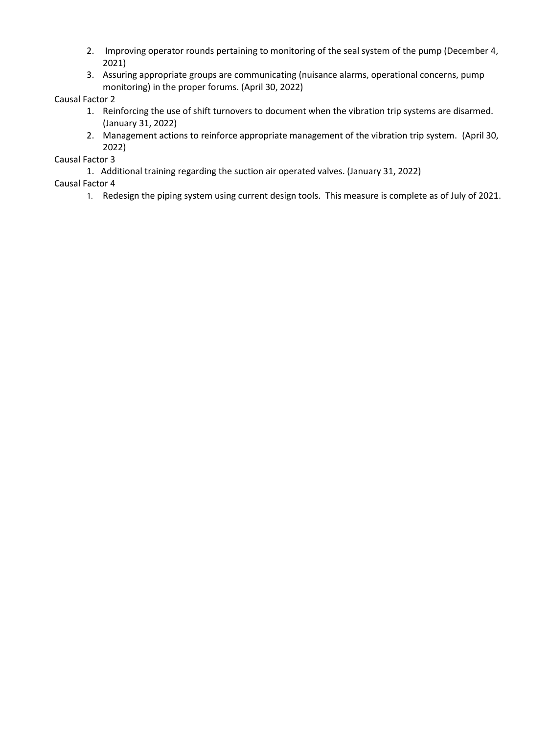2. Improving operator rounds pertaining to monitoring of the seal system of the pump (December 4, 2021)
3. Assuring appropriate groups are communicating (nuisance alarms, operational concerns, pump monitoring) in the proper forums. (April 30, 2022)

Causal Factor 2

1. Reinforcing the use of shift turnovers to document when the vibration trip systems are disarmed. (January 31, 2022)
2. Management actions to reinforce appropriate management of the vibration trip system. (April 30, 2022)

Causal Factor 3

1. Additional training regarding the suction air operated valves. (January 31, 2022)

Causal Factor 4

1. Redesign the piping system using current design tools. This measure is complete as of July of 2021.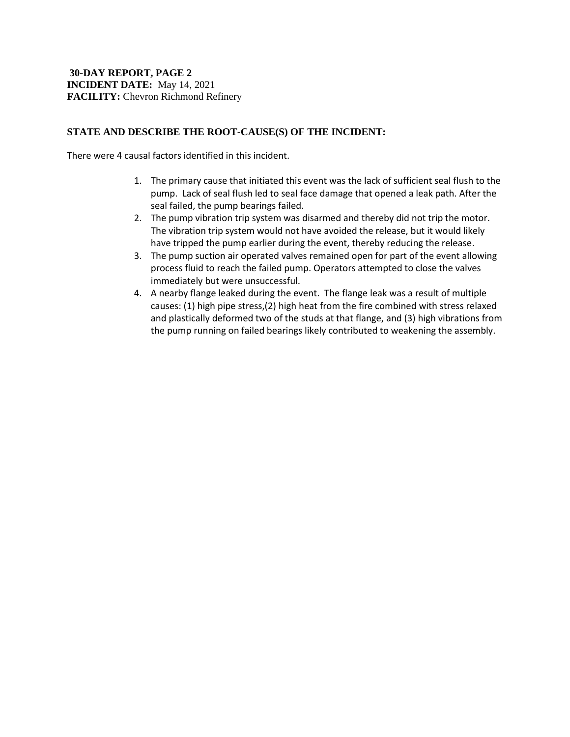**30-DAY REPORT, PAGE 2**
**INCIDENT DATE:** May 14, 2021
**FACILITY:** Chevron Richmond Refinery

## STATE AND DESCRIBE THE ROOT-CAUSE(S) OF THE INCIDENT:

There were 4 causal factors identified in this incident.

1. The primary cause that initiated this event was the lack of sufficient seal flush to the pump. Lack of seal flush led to seal face damage that opened a leak path. After the seal failed, the pump bearings failed.
2. The pump vibration trip system was disarmed and thereby did not trip the motor. The vibration trip system would not have avoided the release, but it would likely have tripped the pump earlier during the event, thereby reducing the release.
3. The pump suction air operated valves remained open for part of the event allowing process fluid to reach the failed pump. Operators attempted to close the valves immediately but were unsuccessful.
4. A nearby flange leaked during the event. The flange leak was a result of multiple causes: (1) high pipe stress,(2) high heat from the fire combined with stress relaxed and plastically deformed two of the studs at that flange, and (3) high vibrations from the pump running on failed bearings likely contributed to weakening the assembly.